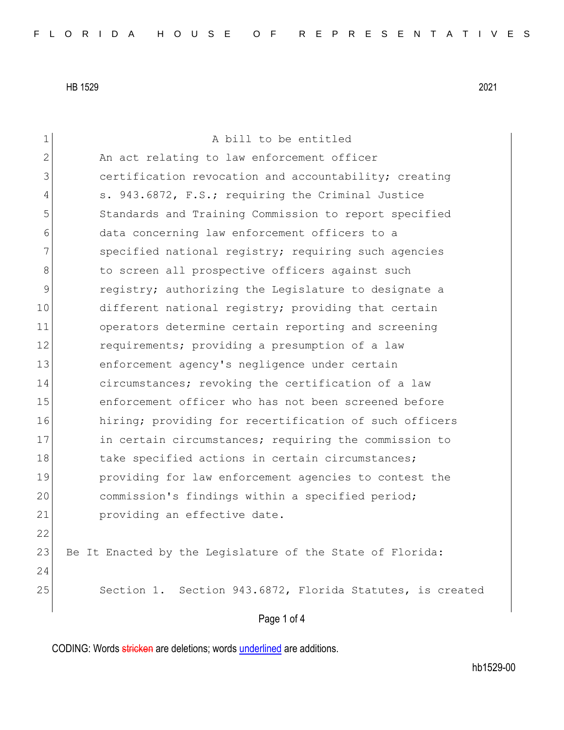HB 1529 2021

A bill to be entitled

An act relating to law enforcement officer certification revocation and accountability; creating s. 943.6872, F.S.; requiring the Criminal Justice Standards and Training Commission to report specified data concerning law enforcement officers to a specified national registry; requiring such agencies to screen all prospective officers against such registry; authorizing the Legislature to designate a different national registry; providing that certain operators determine certain reporting and screening requirements; providing a presumption of a law enforcement agency's negligence under certain circumstances; revoking the certification of a law enforcement officer who has not been screened before hiring; providing for recertification of such officers in certain circumstances; requiring the commission to take specified actions in certain circumstances; providing for law enforcement agencies to contest the commission's findings within a specified period; providing an effective date.

Be It Enacted by the Legislature of the State of Florida:

Section 1. Section 943.6872, Florida Statutes, is created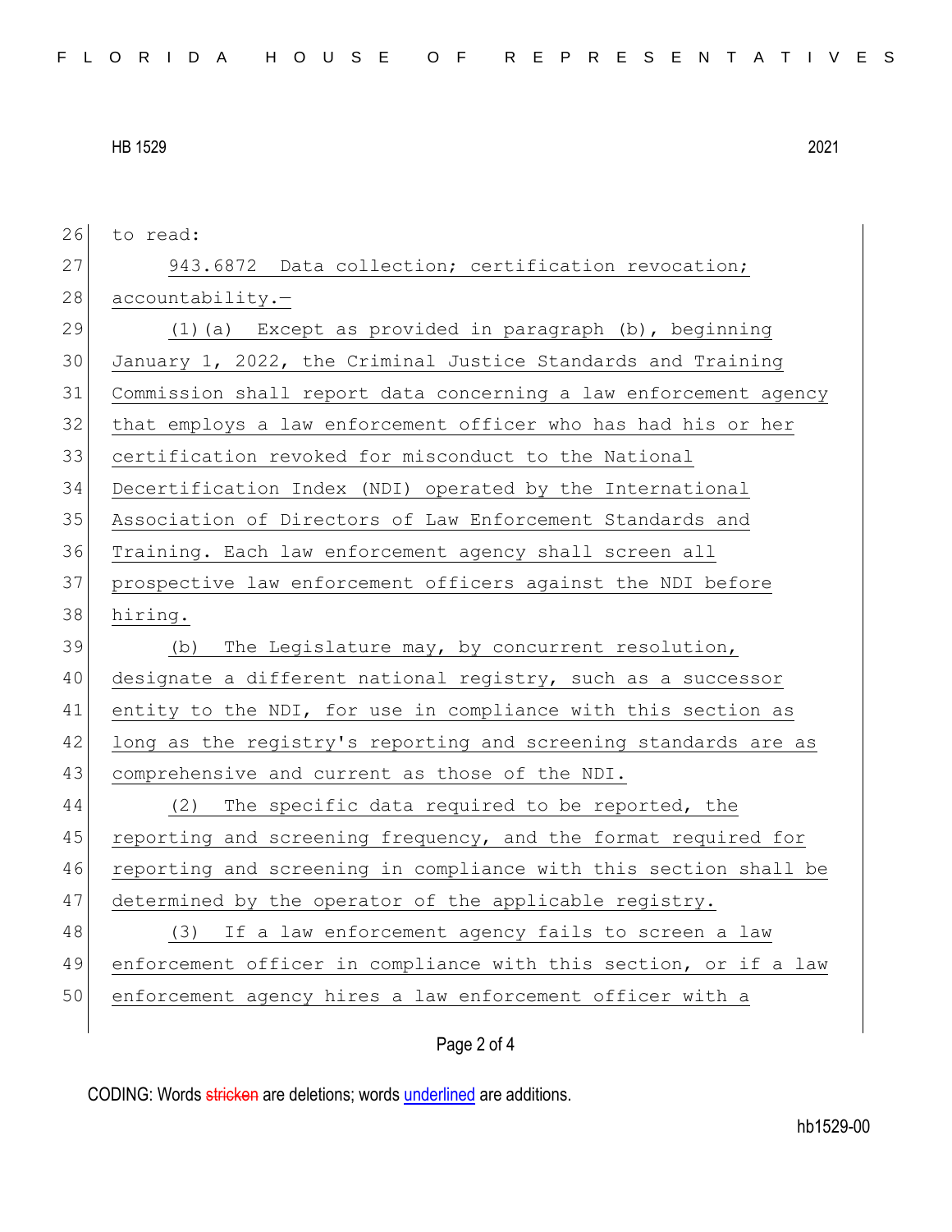to read:

943.6872 Data collection; certification revocation; accountability.—

(1)(a) Except as provided in paragraph (b), beginning January 1, 2022, the Criminal Justice Standards and Training Commission shall report data concerning a law enforcement agency that employs a law enforcement officer who has had his or her certification revoked for misconduct to the National Decertification Index (NDI) operated by the International Association of Directors of Law Enforcement Standards and Training. Each law enforcement agency shall screen all prospective law enforcement officers against the NDI before hiring.

(b) The Legislature may, by concurrent resolution, designate a different national registry, such as a successor entity to the NDI, for use in compliance with this section as long as the registry's reporting and screening standards are as comprehensive and current as those of the NDI.

(2) The specific data required to be reported, the reporting and screening frequency, and the format required for reporting and screening in compliance with this section shall be determined by the operator of the applicable registry.

(3) If a law enforcement agency fails to screen a law enforcement officer in compliance with this section, or if a law enforcement agency hires a law enforcement officer with a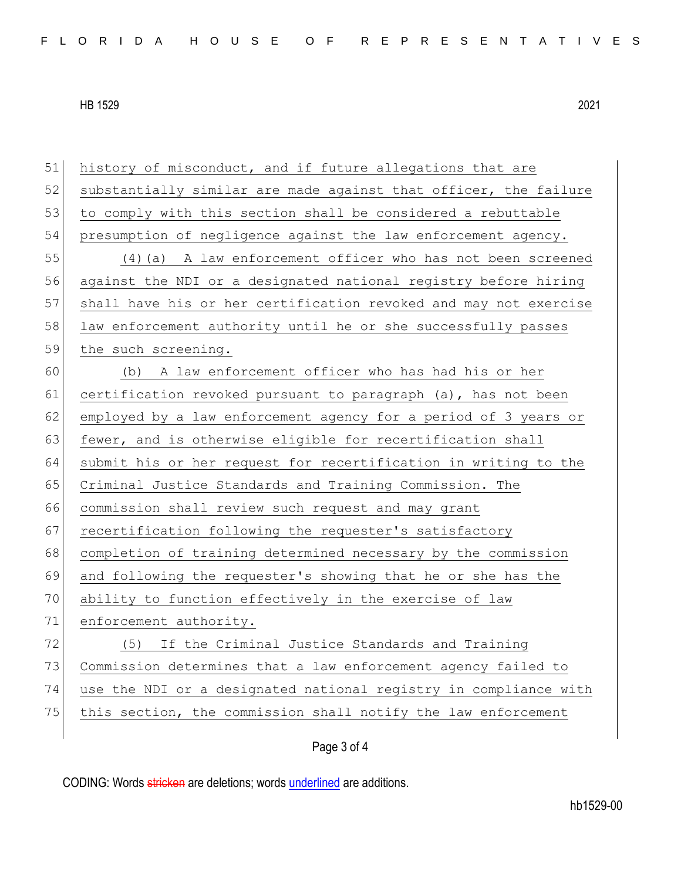history of misconduct, and if future allegations that are substantially similar are made against that officer, the failure to comply with this section shall be considered a rebuttable presumption of negligence against the law enforcement agency.

(4)(a) A law enforcement officer who has not been screened against the NDI or a designated national registry before hiring shall have his or her certification revoked and may not exercise law enforcement authority until he or she successfully passes the such screening.

(b) A law enforcement officer who has had his or her certification revoked pursuant to paragraph (a), has not been employed by a law enforcement agency for a period of 3 years or fewer, and is otherwise eligible for recertification shall submit his or her request for recertification in writing to the Criminal Justice Standards and Training Commission. The commission shall review such request and may grant recertification following the requester's satisfactory completion of training determined necessary by the commission and following the requester's showing that he or she has the ability to function effectively in the exercise of law enforcement authority.

(5) If the Criminal Justice Standards and Training Commission determines that a law enforcement agency failed to use the NDI or a designated national registry in compliance with this section, the commission shall notify the law enforcement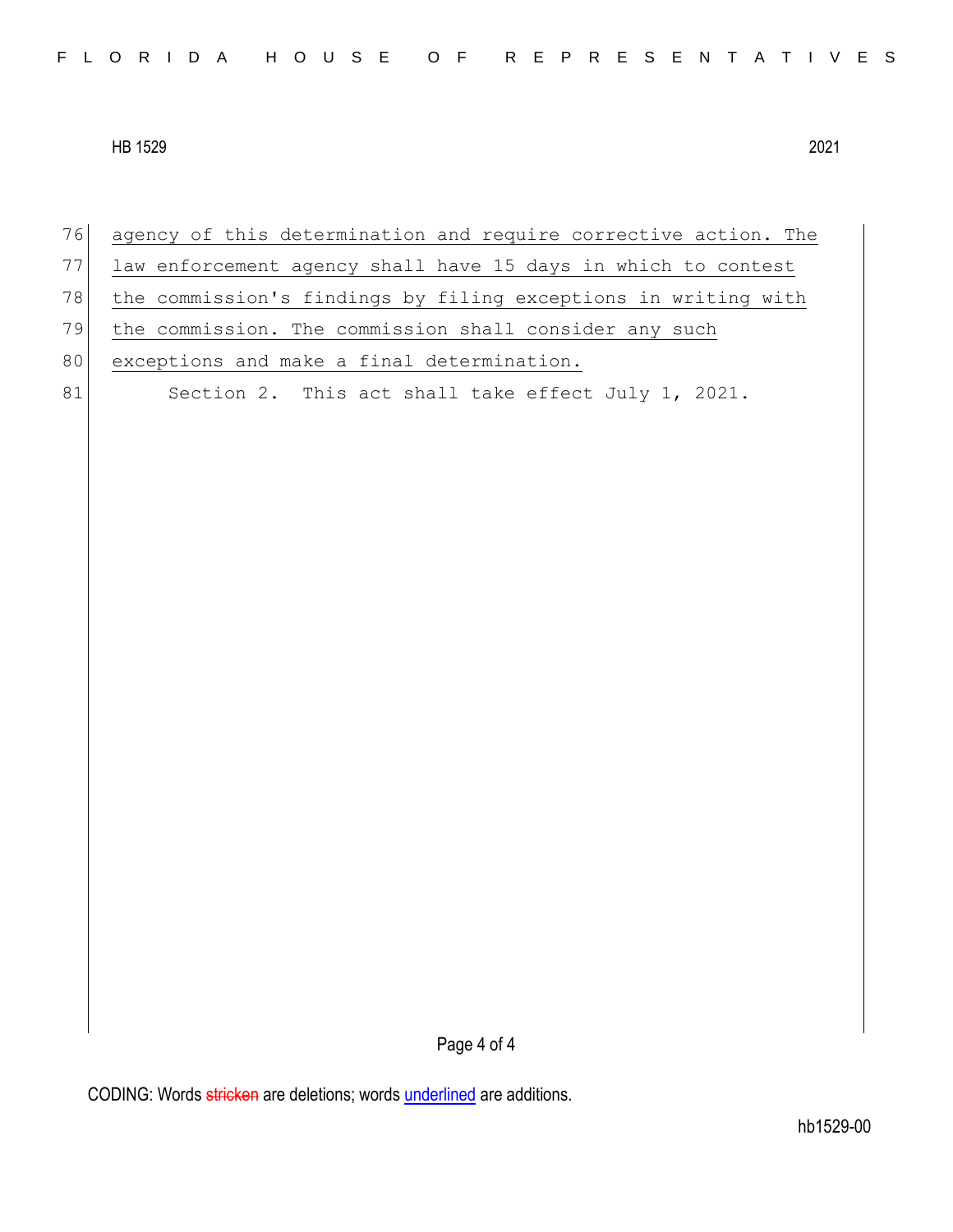76 agency of this determination and require corrective action. The
77 law enforcement agency shall have 15 days in which to contest
78 the commission's findings by filing exceptions in writing with
79 the commission. The commission shall consider any such
80 exceptions and make a final determination.
81 Section 2. This act shall take effect July 1, 2021.

CODING: Words stricken are deletions; words underlined are additions.